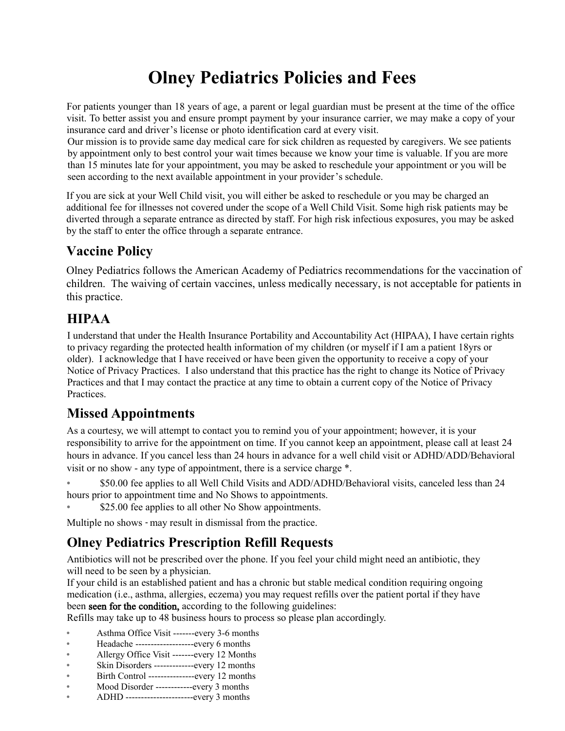# Olney Pediatrics Policies and Fees

For patients younger than 18 years of age, a parent or legal guardian must be present at the time of the office visit. To better assist you and ensure prompt payment by your insurance carrier, we may make a copy of your insurance card and driver's license or photo identification card at every visit.

Our mission is to provide same day medical care for sick children as requested by caregivers. We see patients by appointment only to best control your wait times because we know your time is valuable. If you are more than 15 minutes late for your appointment, you may be asked to reschedule your appointment or you will be seen according to the next available appointment in your provider's schedule.

If you are sick at your Well Child visit, you will either be asked to reschedule or you may be charged an additional fee for illnesses not covered under the scope of a Well Child Visit. Some high risk patients may be diverted through a separate entrance as directed by staff. For high risk infectious exposures, you may be asked by the staff to enter the office through a separate entrance.

## Vaccine Policy

Olney Pediatrics follows the American Academy of Pediatrics recommendations for the vaccination of children. The waiving of certain vaccines, unless medically necessary, is not acceptable for patients in this practice.

## HIPAA

I understand that under the Health Insurance Portability and Accountability Act (HIPAA), I have certain rights to privacy regarding the protected health information of my children (or myself if I am a patient 18yrs or older). I acknowledge that I have received or have been given the opportunity to receive a copy of your Notice of Privacy Practices. I also understand that this practice has the right to change its Notice of Privacy Practices and that I may contact the practice at any time to obtain a current copy of the Notice of Privacy Practices.

## Missed Appointments

As a courtesy, we will attempt to contact you to remind you of your appointment; however, it is your responsibility to arrive for the appointment on time. If you cannot keep an appointment, please call at least 24 hours in advance. If you cancel less than 24 hours in advance for a well child visit or ADHD/ADD/Behavioral visit or no show - any type of appointment, there is a service charge *.

- $50.00 fee applies to all Well Child Visits and ADD/ADHD/Behavioral visits, canceled less than 24 hours prior to appointment time and No Shows to appointments.
- $25.00 fee applies to all other No Show appointments.

Multiple no shows - may result in dismissal from the practice.

## Olney Pediatrics Prescription Refill Requests

Antibiotics will not be prescribed over the phone. If you feel your child might need an antibiotic, they will need to be seen by a physician.

If your child is an established patient and has a chronic but stable medical condition requiring ongoing medication (i.e., asthma, allergies, eczema) you may request refills over the patient portal if they have been **seen for the condition,** according to the following guidelines:

Refills may take up to 48 business hours to process so please plan accordingly.

- Asthma Office Visit -------every 3-6 months
- Headache -------------------every 6 months
- Allergy Office Visit -------every 12 Months
- Skin Disorders -------------every 12 months
- Birth Control ---------------every 12 months
- Mood Disorder ------------every 3 months
- ADHD ----------------------every 3 months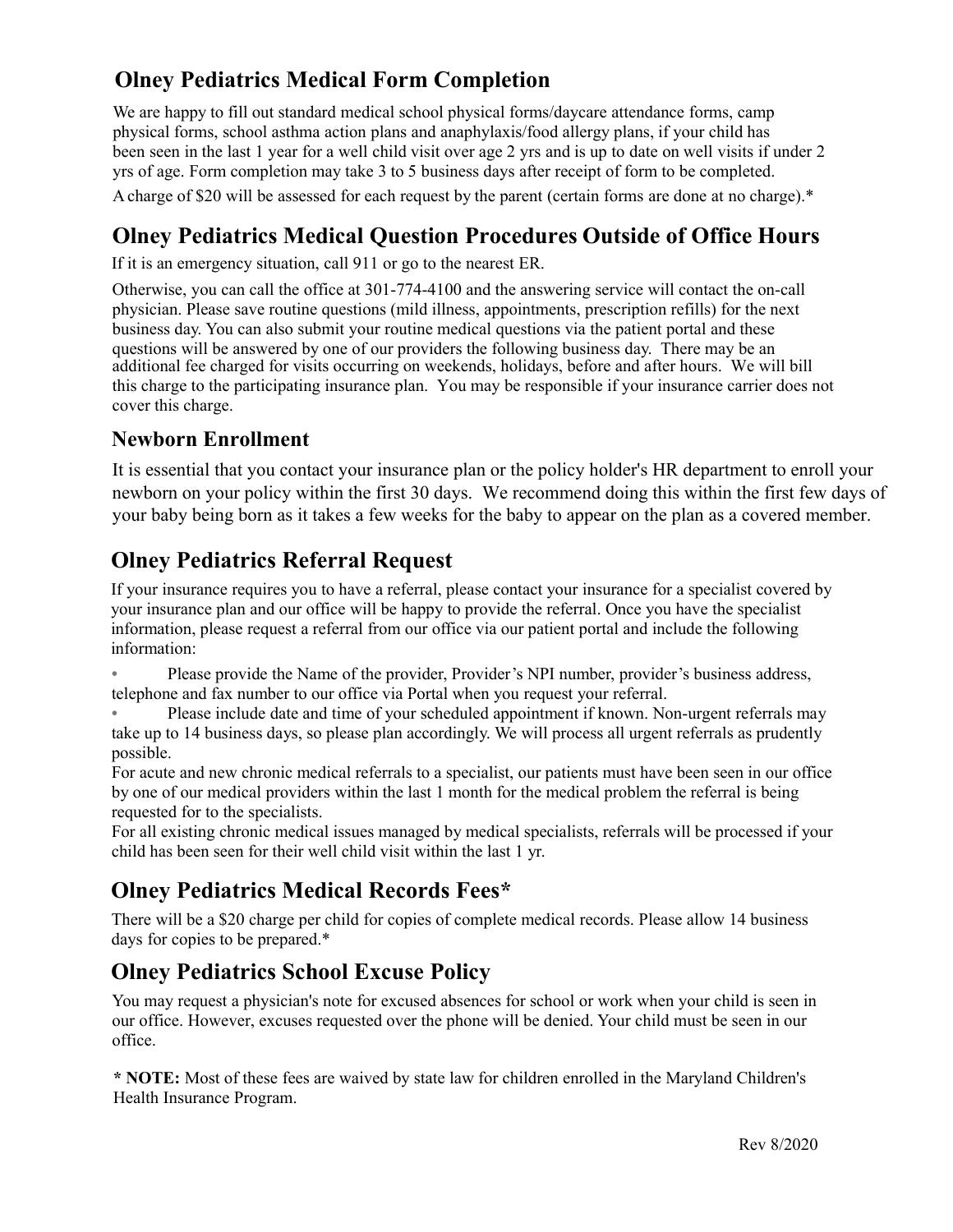## Olney Pediatrics Medical Form Completion

We are happy to fill out standard medical school physical forms/daycare attendance forms, camp physical forms, school asthma action plans and anaphylaxis/food allergy plans, if your child has been seen in the last 1 year for a well child visit over age 2 yrs and is up to date on well visits if under 2 yrs of age. Form completion may take 3 to 5 business days after receipt of form to be completed.

A charge of $20 will be assessed for each request by the parent (certain forms are done at no charge).*

## Olney Pediatrics Medical Question Procedures Outside of Office Hours

If it is an emergency situation, call 911 or go to the nearest ER.

Otherwise, you can call the office at 301-774-4100 and the answering service will contact the on-call physician. Please save routine questions (mild illness, appointments, prescription refills) for the next business day. You can also submit your routine medical questions via the patient portal and these questions will be answered by one of our providers the following business day. There may be an additional fee charged for visits occurring on weekends, holidays, before and after hours. We will bill this charge to the participating insurance plan. You may be responsible if your insurance carrier does not cover this charge.

### Newborn Enrollment

It is essential that you contact your insurance plan or the policy holder's HR department to enroll your newborn on your policy within the first 30 days. We recommend doing this within the first few days of your baby being born as it takes a few weeks for the baby to appear on the plan as a covered member.

## Olney Pediatrics Referral Request

If your insurance requires you to have a referral, please contact your insurance for a specialist covered by your insurance plan and our office will be happy to provide the referral. Once you have the specialist information, please request a referral from our office via our patient portal and include the following information:

- Please provide the Name of the provider, Provider's NPI number, provider's business address, telephone and fax number to our office via Portal when you request your referral.
- Please include date and time of your scheduled appointment if known. Non-urgent referrals may take up to 14 business days, so please plan accordingly. We will process all urgent referrals as prudently possible.

For acute and new chronic medical referrals to a specialist, our patients must have been seen in our office by one of our medical providers within the last 1 month for the medical problem the referral is being requested for to the specialists.

For all existing chronic medical issues managed by medical specialists, referrals will be processed if your child has been seen for their well child visit within the last 1 yr.

## Olney Pediatrics Medical Records Fees*

There will be a $20 charge per child for copies of complete medical records. Please allow 14 business days for copies to be prepared.*

## Olney Pediatrics School Excuse Policy

You may request a physician's note for excused absences for school or work when your child is seen in our office. However, excuses requested over the phone will be denied. Your child must be seen in our office.

**\* NOTE:** Most of these fees are waived by state law for children enrolled in the Maryland Children's Health Insurance Program.

Rev 8/2020